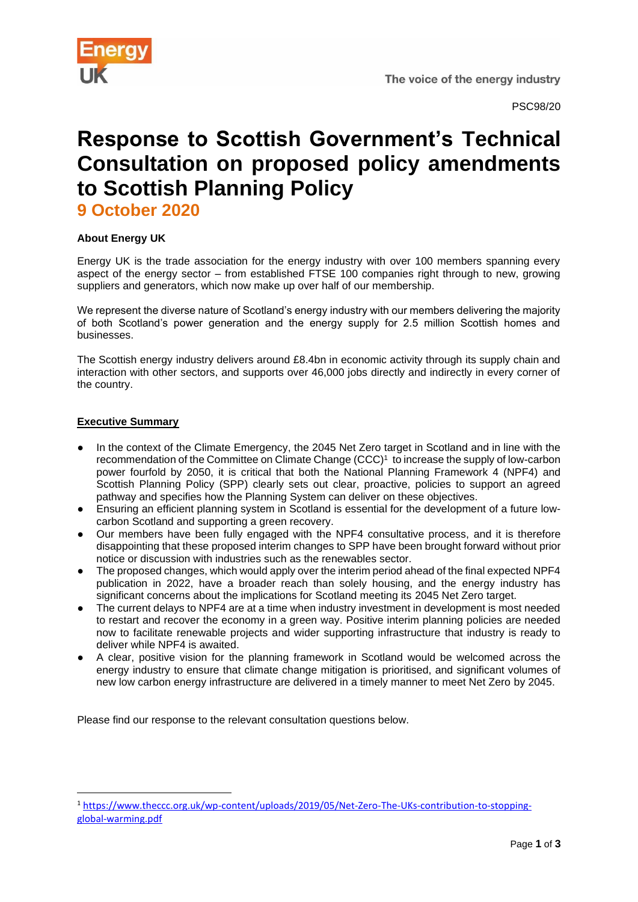PSC98/20

# Response to Scottish Government's Technical Consultation on proposed policy amendments to Scottish Planning Policy

## 9 October 2020

**About Energy UK**

Energy UK is the trade association for the energy industry with over 100 members spanning every aspect of the energy sector – from established FTSE 100 companies right through to new, growing suppliers and generators, which now make up over half of our membership.

We represent the diverse nature of Scotland's energy industry with our members delivering the majority of both Scotland's power generation and the energy supply for 2.5 million Scottish homes and businesses.

The Scottish energy industry delivers around £8.4bn in economic activity through its supply chain and interaction with other sectors, and supports over 46,000 jobs directly and indirectly in every corner of the country.

**Executive Summary**

- In the context of the Climate Emergency, the 2045 Net Zero target in Scotland and in line with the recommendation of the Committee on Climate Change (CCC)[1] to increase the supply of low-carbon power fourfold by 2050, it is critical that both the National Planning Framework 4 (NPF4) and Scottish Planning Policy (SPP) clearly sets out clear, proactive, policies to support an agreed pathway and specifies how the Planning System can deliver on these objectives.
- Ensuring an efficient planning system in Scotland is essential for the development of a future low-carbon Scotland and supporting a green recovery.
- Our members have been fully engaged with the NPF4 consultative process, and it is therefore disappointing that these proposed interim changes to SPP have been brought forward without prior notice or discussion with industries such as the renewables sector.
- The proposed changes, which would apply over the interim period ahead of the final expected NPF4 publication in 2022, have a broader reach than solely housing, and the energy industry has significant concerns about the implications for Scotland meeting its 2045 Net Zero target.
- The current delays to NPF4 are at a time when industry investment in development is most needed to restart and recover the economy in a green way. Positive interim planning policies are needed now to facilitate renewable projects and wider supporting infrastructure that industry is ready to deliver while NPF4 is awaited.
- A clear, positive vision for the planning framework in Scotland would be welcomed across the energy industry to ensure that climate change mitigation is prioritised, and significant volumes of new low carbon energy infrastructure are delivered in a timely manner to meet Net Zero by 2045.

Please find our response to the relevant consultation questions below.

[1] https://www.theccc.org.uk/wp-content/uploads/2019/05/Net-Zero-The-UKs-contribution-to-stopping-global-warming.pdf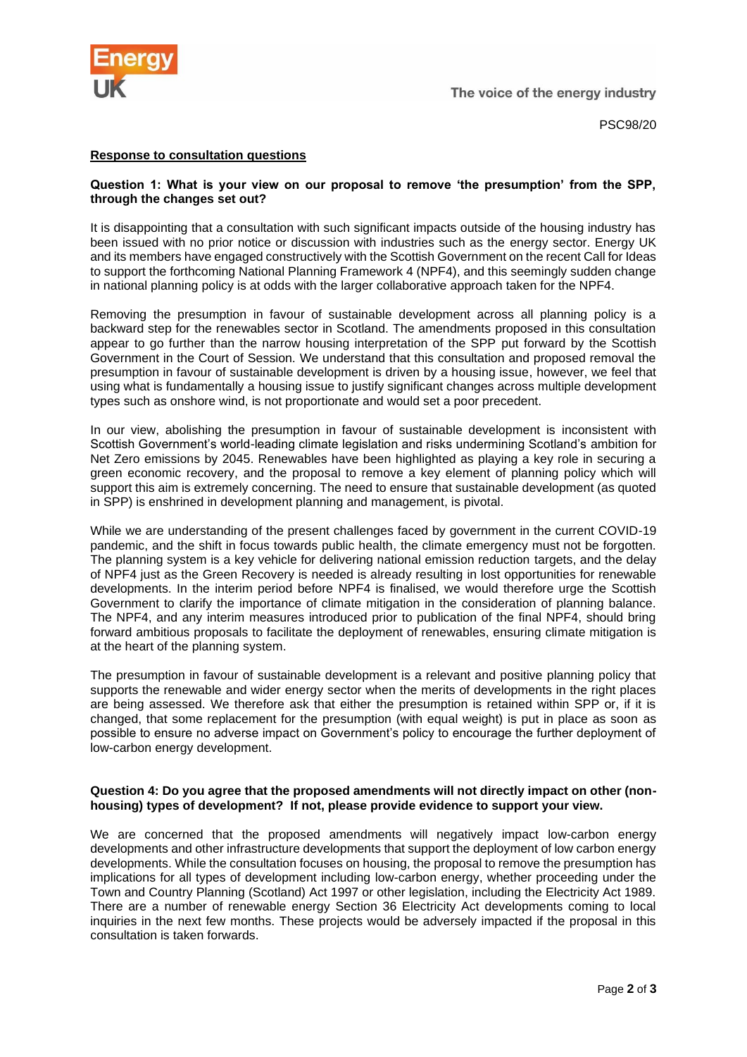PSC98/20

**Response to consultation questions**

**Question 1: What is your view on our proposal to remove 'the presumption' from the SPP, through the changes set out?**

It is disappointing that a consultation with such significant impacts outside of the housing industry has been issued with no prior notice or discussion with industries such as the energy sector. Energy UK and its members have engaged constructively with the Scottish Government on the recent Call for Ideas to support the forthcoming National Planning Framework 4 (NPF4), and this seemingly sudden change in national planning policy is at odds with the larger collaborative approach taken for the NPF4.

Removing the presumption in favour of sustainable development across all planning policy is a backward step for the renewables sector in Scotland. The amendments proposed in this consultation appear to go further than the narrow housing interpretation of the SPP put forward by the Scottish Government in the Court of Session. We understand that this consultation and proposed removal the presumption in favour of sustainable development is driven by a housing issue, however, we feel that using what is fundamentally a housing issue to justify significant changes across multiple development types such as onshore wind, is not proportionate and would set a poor precedent.

In our view, abolishing the presumption in favour of sustainable development is inconsistent with Scottish Government's world-leading climate legislation and risks undermining Scotland's ambition for Net Zero emissions by 2045. Renewables have been highlighted as playing a key role in securing a green economic recovery, and the proposal to remove a key element of planning policy which will support this aim is extremely concerning. The need to ensure that sustainable development (as quoted in SPP) is enshrined in development planning and management, is pivotal.

While we are understanding of the present challenges faced by government in the current COVID-19 pandemic, and the shift in focus towards public health, the climate emergency must not be forgotten. The planning system is a key vehicle for delivering national emission reduction targets, and the delay of NPF4 just as the Green Recovery is needed is already resulting in lost opportunities for renewable developments. In the interim period before NPF4 is finalised, we would therefore urge the Scottish Government to clarify the importance of climate mitigation in the consideration of planning balance. The NPF4, and any interim measures introduced prior to publication of the final NPF4, should bring forward ambitious proposals to facilitate the deployment of renewables, ensuring climate mitigation is at the heart of the planning system.

The presumption in favour of sustainable development is a relevant and positive planning policy that supports the renewable and wider energy sector when the merits of developments in the right places are being assessed. We therefore ask that either the presumption is retained within SPP or, if it is changed, that some replacement for the presumption (with equal weight) is put in place as soon as possible to ensure no adverse impact on Government's policy to encourage the further deployment of low-carbon energy development.

**Question 4: Do you agree that the proposed amendments will not directly impact on other (non-housing) types of development? If not, please provide evidence to support your view.**

We are concerned that the proposed amendments will negatively impact low-carbon energy developments and other infrastructure developments that support the deployment of low carbon energy developments. While the consultation focuses on housing, the proposal to remove the presumption has implications for all types of development including low-carbon energy, whether proceeding under the Town and Country Planning (Scotland) Act 1997 or other legislation, including the Electricity Act 1989. There are a number of renewable energy Section 36 Electricity Act developments coming to local inquiries in the next few months. These projects would be adversely impacted if the proposal in this consultation is taken forwards.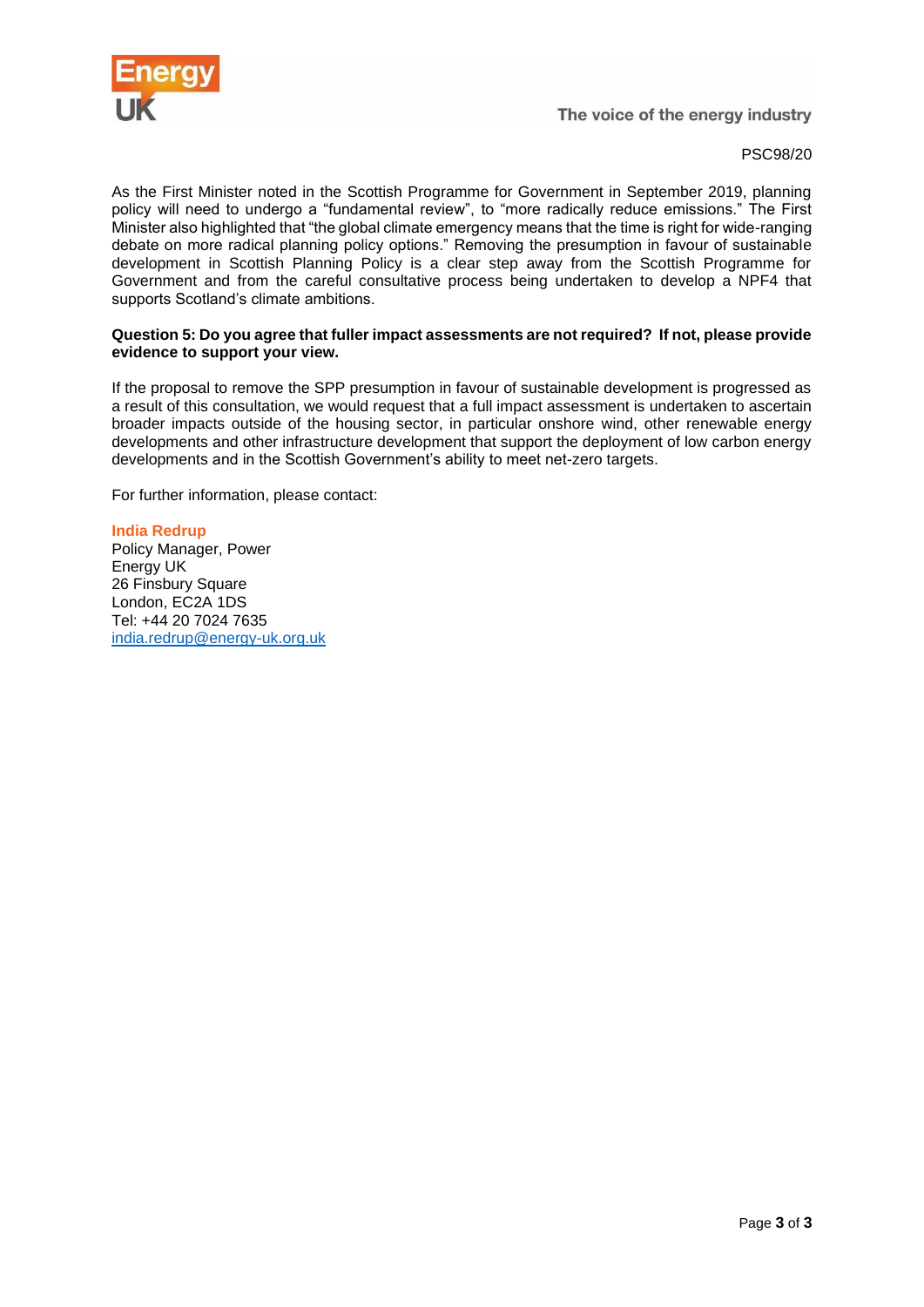PSC98/20

As the First Minister noted in the Scottish Programme for Government in September 2019, planning policy will need to undergo a "fundamental review", to "more radically reduce emissions." The First Minister also highlighted that "the global climate emergency means that the time is right for wide-ranging debate on more radical planning policy options." Removing the presumption in favour of sustainable development in Scottish Planning Policy is a clear step away from the Scottish Programme for Government and from the careful consultative process being undertaken to develop a NPF4 that supports Scotland's climate ambitions.

**Question 5: Do you agree that fuller impact assessments are not required? If not, please provide evidence to support your view.**

If the proposal to remove the SPP presumption in favour of sustainable development is progressed as a result of this consultation, we would request that a full impact assessment is undertaken to ascertain broader impacts outside of the housing sector, in particular onshore wind, other renewable energy developments and other infrastructure development that support the deployment of low carbon energy developments and in the Scottish Government's ability to meet net-zero targets.

For further information, please contact:

**India Redrup**
Policy Manager, Power
Energy UK
26 Finsbury Square
London, EC2A 1DS
Tel: +44 20 7024 7635
india.redrup@energy-uk.org.uk